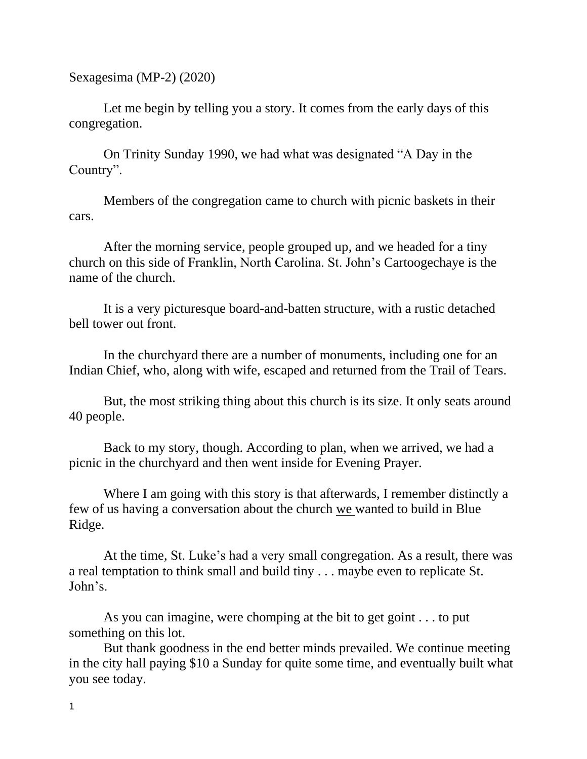Sexagesima (MP-2) (2020)

Let me begin by telling you a story. It comes from the early days of this congregation.

On Trinity Sunday 1990, we had what was designated “A Day in the Country”.

Members of the congregation came to church with picnic baskets in their cars.

After the morning service, people grouped up, and we headed for a tiny church on this side of Franklin, North Carolina. St. John’s Cartoogechaye is the name of the church.

It is a very picturesque board-and-batten structure, with a rustic detached bell tower out front.

In the churchyard there are a number of monuments, including one for an Indian Chief, who, along with wife, escaped and returned from the Trail of Tears.

But, the most striking thing about this church is its size. It only seats around 40 people.

Back to my story, though. According to plan, when we arrived, we had a picnic in the churchyard and then went inside for Evening Prayer.

Where I am going with this story is that afterwards, I remember distinctly a few of us having a conversation about the church <u>we</u> wanted to build in Blue Ridge.

At the time, St. Luke’s had a very small congregation. As a result, there was a real temptation to think small and build tiny . . . maybe even to replicate St. John’s.

As you can imagine, were chomping at the bit to get goint . . . to put something on this lot.

But thank goodness in the end better minds prevailed. We continue meeting in the city hall paying $10 a Sunday for quite some time, and eventually built what you see today.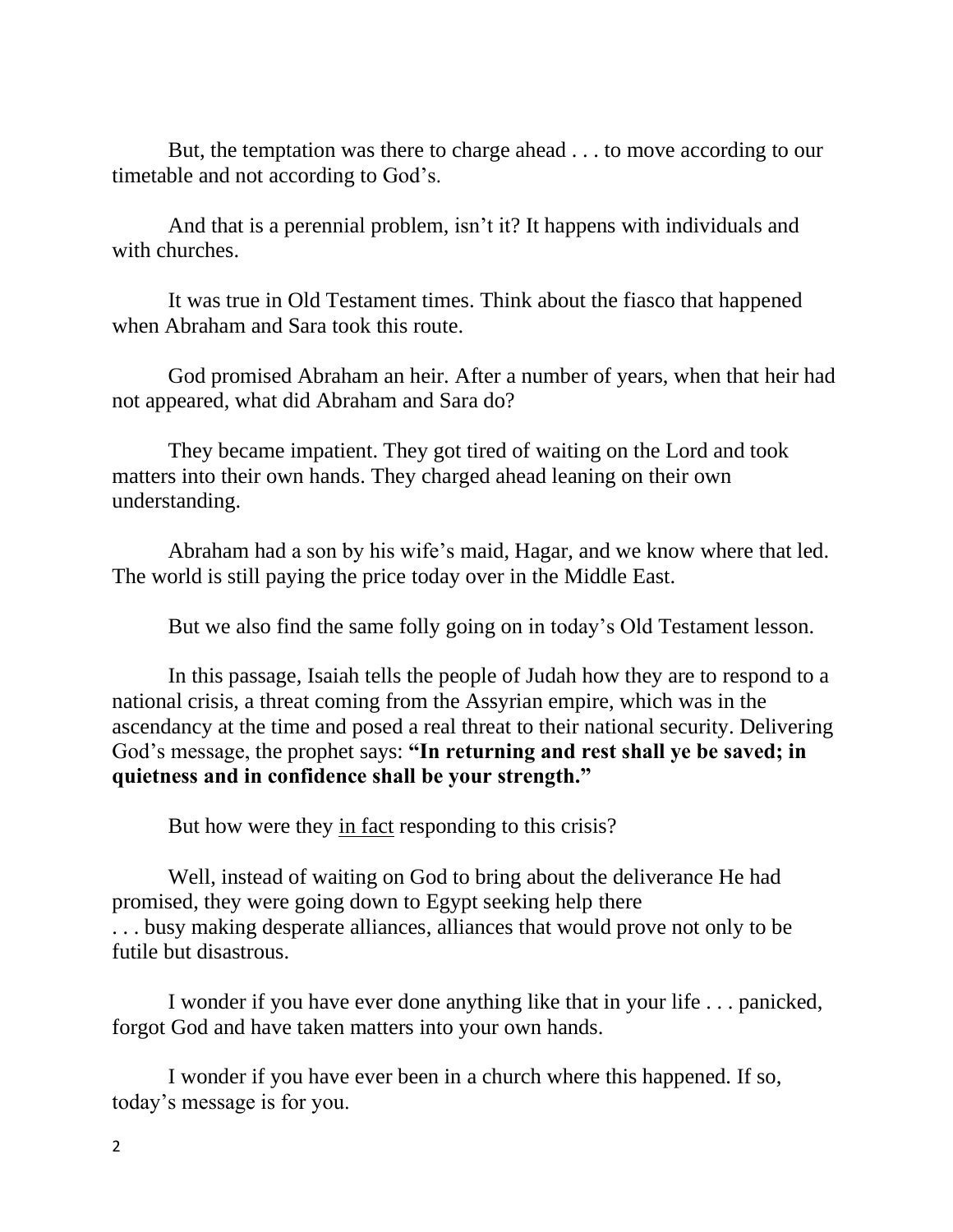But, the temptation was there to charge ahead . . . to move according to our timetable and not according to God's.

And that is a perennial problem, isn't it? It happens with individuals and with churches.

It was true in Old Testament times. Think about the fiasco that happened when Abraham and Sara took this route.

God promised Abraham an heir. After a number of years, when that heir had not appeared, what did Abraham and Sara do?

They became impatient. They got tired of waiting on the Lord and took matters into their own hands. They charged ahead leaning on their own understanding.

Abraham had a son by his wife's maid, Hagar, and we know where that led. The world is still paying the price today over in the Middle East.

But we also find the same folly going on in today's Old Testament lesson.

In this passage, Isaiah tells the people of Judah how they are to respond to a national crisis, a threat coming from the Assyrian empire, which was in the ascendancy at the time and posed a real threat to their national security. Delivering God's message, the prophet says: **"In returning and rest shall ye be saved; in quietness and in confidence shall be your strength."**

But how were they in fact responding to this crisis?

Well, instead of waiting on God to bring about the deliverance He had promised, they were going down to Egypt seeking help there . . . busy making desperate alliances, alliances that would prove not only to be futile but disastrous.

I wonder if you have ever done anything like that in your life . . . panicked, forgot God and have taken matters into your own hands.

I wonder if you have ever been in a church where this happened. If so, today's message is for you.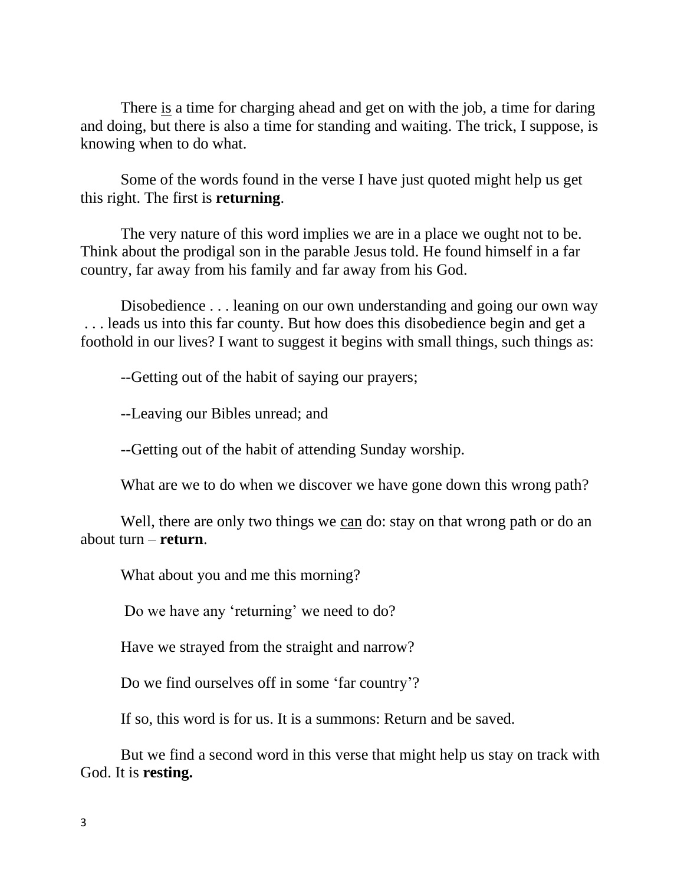There <u>is</u> a time for charging ahead and get on with the job, a time for daring and doing, but there is also a time for standing and waiting. The trick, I suppose, is knowing when to do what.

Some of the words found in the verse I have just quoted might help us get this right. The first is **returning**.

The very nature of this word implies we are in a place we ought not to be. Think about the prodigal son in the parable Jesus told. He found himself in a far country, far away from his family and far away from his God.

Disobedience . . . leaning on our own understanding and going our own way . . . leads us into this far county. But how does this disobedience begin and get a foothold in our lives? I want to suggest it begins with small things, such things as:

--Getting out of the habit of saying our prayers;

--Leaving our Bibles unread; and

--Getting out of the habit of attending Sunday worship.

What are we to do when we discover we have gone down this wrong path?

Well, there are only two things we <u>can</u> do: stay on that wrong path or do an about turn – **return**.

What about you and me this morning?

Do we have any 'returning' we need to do?

Have we strayed from the straight and narrow?

Do we find ourselves off in some 'far country'?

If so, this word is for us. It is a summons: Return and be saved.

But we find a second word in this verse that might help us stay on track with God. It is **resting.**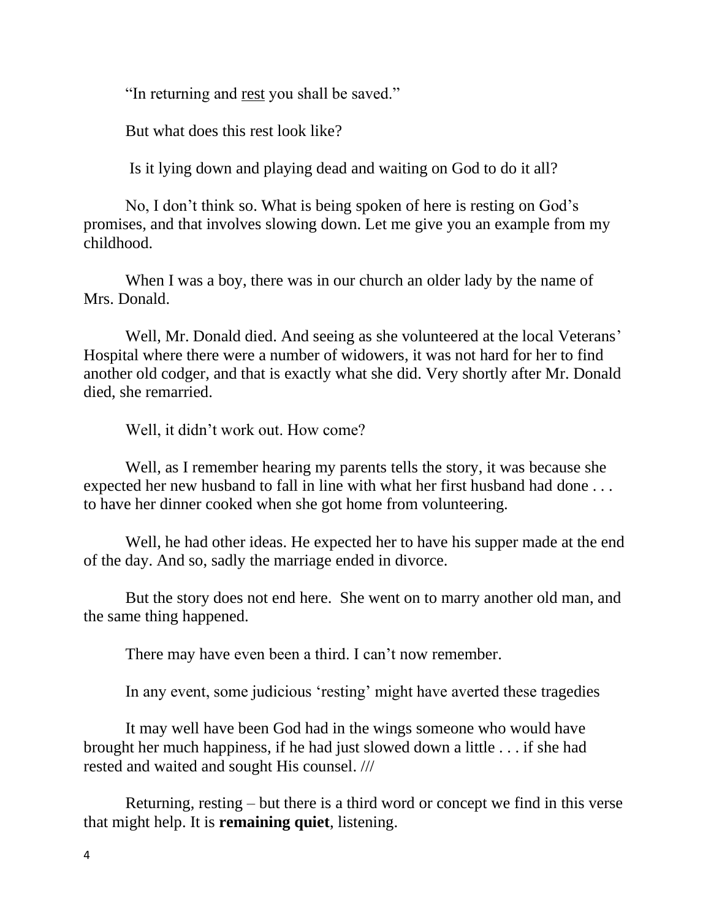"In returning and <u>rest</u> you shall be saved."

But what does this rest look like?

Is it lying down and playing dead and waiting on God to do it all?

No, I don't think so. What is being spoken of here is resting on God's promises, and that involves slowing down. Let me give you an example from my childhood.

When I was a boy, there was in our church an older lady by the name of Mrs. Donald.

Well, Mr. Donald died. And seeing as she volunteered at the local Veterans' Hospital where there were a number of widowers, it was not hard for her to find another old codger, and that is exactly what she did. Very shortly after Mr. Donald died, she remarried.

Well, it didn't work out. How come?

Well, as I remember hearing my parents tells the story, it was because she expected her new husband to fall in line with what her first husband had done . . . to have her dinner cooked when she got home from volunteering.

Well, he had other ideas. He expected her to have his supper made at the end of the day. And so, sadly the marriage ended in divorce.

But the story does not end here. She went on to marry another old man, and the same thing happened.

There may have even been a third. I can't now remember.

In any event, some judicious 'resting' might have averted these tragedies

It may well have been God had in the wings someone who would have brought her much happiness, if he had just slowed down a little . . . if she had rested and waited and sought His counsel. ///

Returning, resting – but there is a third word or concept we find in this verse that might help. It is **remaining quiet**, listening.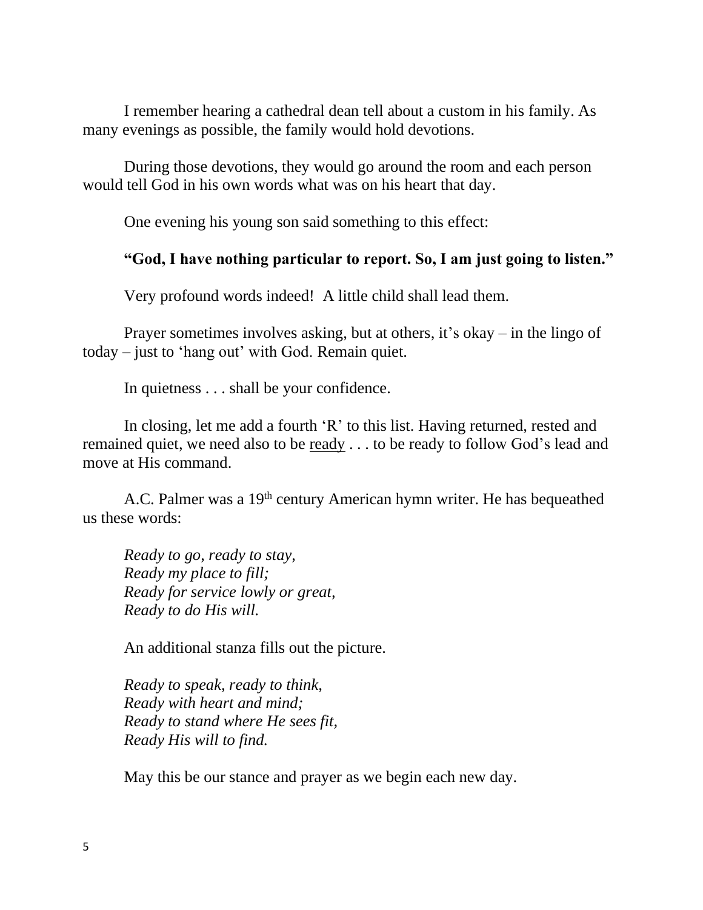I remember hearing a cathedral dean tell about a custom in his family. As many evenings as possible, the family would hold devotions.

During those devotions, they would go around the room and each person would tell God in his own words what was on his heart that day.

One evening his young son said something to this effect:

**"God, I have nothing particular to report. So, I am just going to listen."**

Very profound words indeed! A little child shall lead them.

Prayer sometimes involves asking, but at others, it's okay – in the lingo of today – just to 'hang out' with God. Remain quiet.

In quietness . . . shall be your confidence.

In closing, let me add a fourth 'R' to this list. Having returned, rested and remained quiet, we need also to be <u>ready</u> . . . to be ready to follow God's lead and move at His command.

A.C. Palmer was a 19th century American hymn writer. He has bequeathed us these words:

*Ready to go, ready to stay,*
*Ready my place to fill;*
*Ready for service lowly or great,*
*Ready to do His will.*

An additional stanza fills out the picture.

*Ready to speak, ready to think,*
*Ready with heart and mind;*
*Ready to stand where He sees fit,*
*Ready His will to find.*

May this be our stance and prayer as we begin each new day.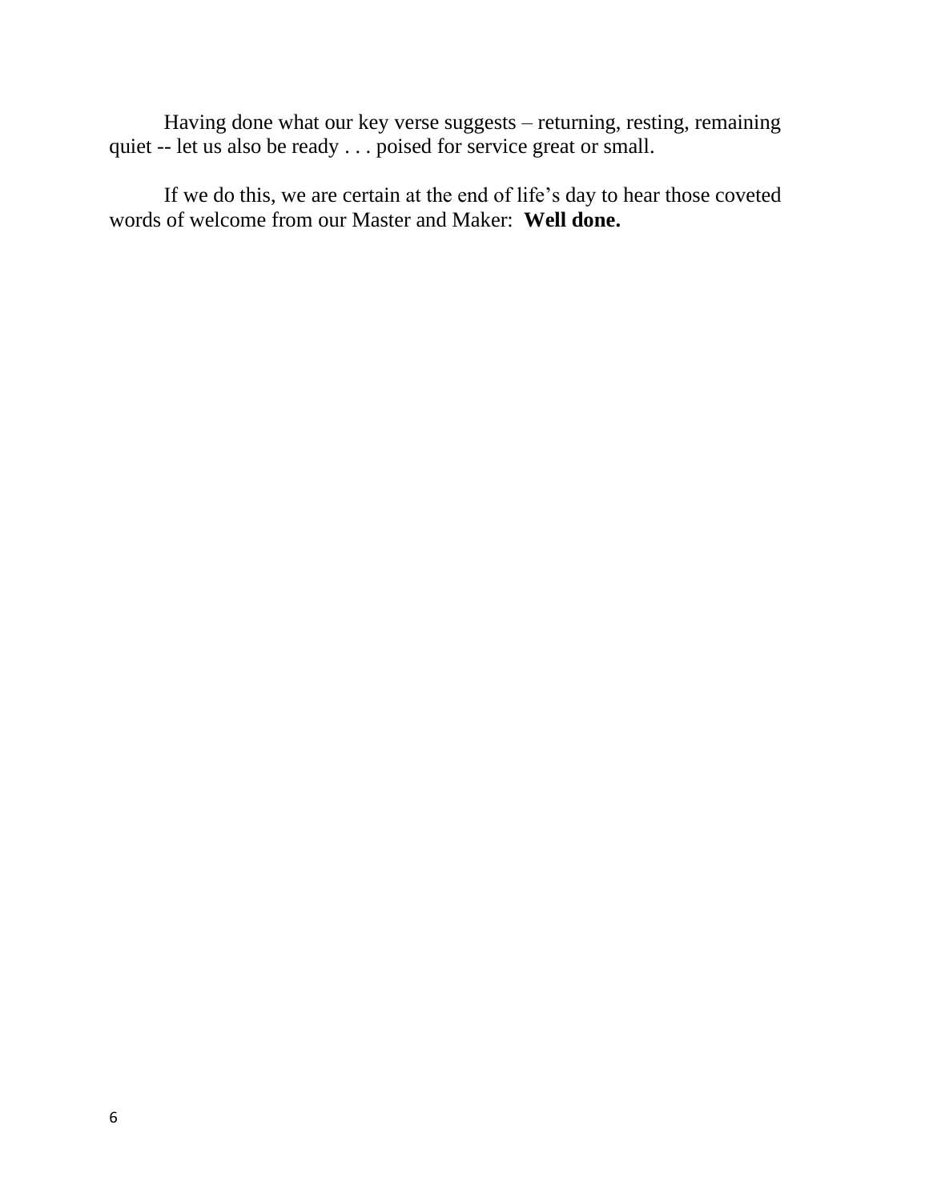Having done what our key verse suggests – returning, resting, remaining quiet -- let us also be ready . . . poised for service great or small.

If we do this, we are certain at the end of life's day to hear those coveted words of welcome from our Master and Maker: **Well done.**